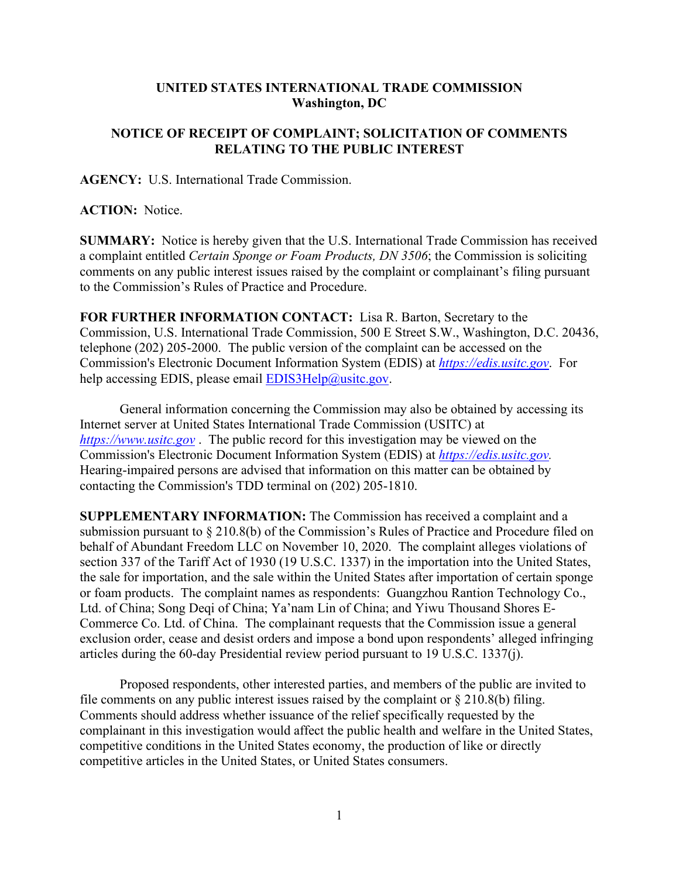**UNITED STATES INTERNATIONAL TRADE COMMISSION**
**Washington, DC**

**NOTICE OF RECEIPT OF COMPLAINT; SOLICITATION OF COMMENTS RELATING TO THE PUBLIC INTEREST**

**AGENCY:** U.S. International Trade Commission.

**ACTION:** Notice.

**SUMMARY:** Notice is hereby given that the U.S. International Trade Commission has received a complaint entitled *Certain Sponge or Foam Products, DN 3506*; the Commission is soliciting comments on any public interest issues raised by the complaint or complainant's filing pursuant to the Commission's Rules of Practice and Procedure.

**FOR FURTHER INFORMATION CONTACT:** Lisa R. Barton, Secretary to the Commission, U.S. International Trade Commission, 500 E Street S.W., Washington, D.C. 20436, telephone (202) 205-2000. The public version of the complaint can be accessed on the Commission's Electronic Document Information System (EDIS) at *https://edis.usitc.gov*. For help accessing EDIS, please email EDIS3Help@usitc.gov.

General information concerning the Commission may also be obtained by accessing its Internet server at United States International Trade Commission (USITC) at *https://www.usitc.gov* . The public record for this investigation may be viewed on the Commission's Electronic Document Information System (EDIS) at *https://edis.usitc.gov.* Hearing-impaired persons are advised that information on this matter can be obtained by contacting the Commission's TDD terminal on (202) 205-1810.

**SUPPLEMENTARY INFORMATION:** The Commission has received a complaint and a submission pursuant to § 210.8(b) of the Commission's Rules of Practice and Procedure filed on behalf of Abundant Freedom LLC on November 10, 2020. The complaint alleges violations of section 337 of the Tariff Act of 1930 (19 U.S.C. 1337) in the importation into the United States, the sale for importation, and the sale within the United States after importation of certain sponge or foam products. The complaint names as respondents: Guangzhou Rantion Technology Co., Ltd. of China; Song Deqi of China; Ya'nam Lin of China; and Yiwu Thousand Shores E-Commerce Co. Ltd. of China. The complainant requests that the Commission issue a general exclusion order, cease and desist orders and impose a bond upon respondents' alleged infringing articles during the 60-day Presidential review period pursuant to 19 U.S.C. 1337(j).

Proposed respondents, other interested parties, and members of the public are invited to file comments on any public interest issues raised by the complaint or § 210.8(b) filing. Comments should address whether issuance of the relief specifically requested by the complainant in this investigation would affect the public health and welfare in the United States, competitive conditions in the United States economy, the production of like or directly competitive articles in the United States, or United States consumers.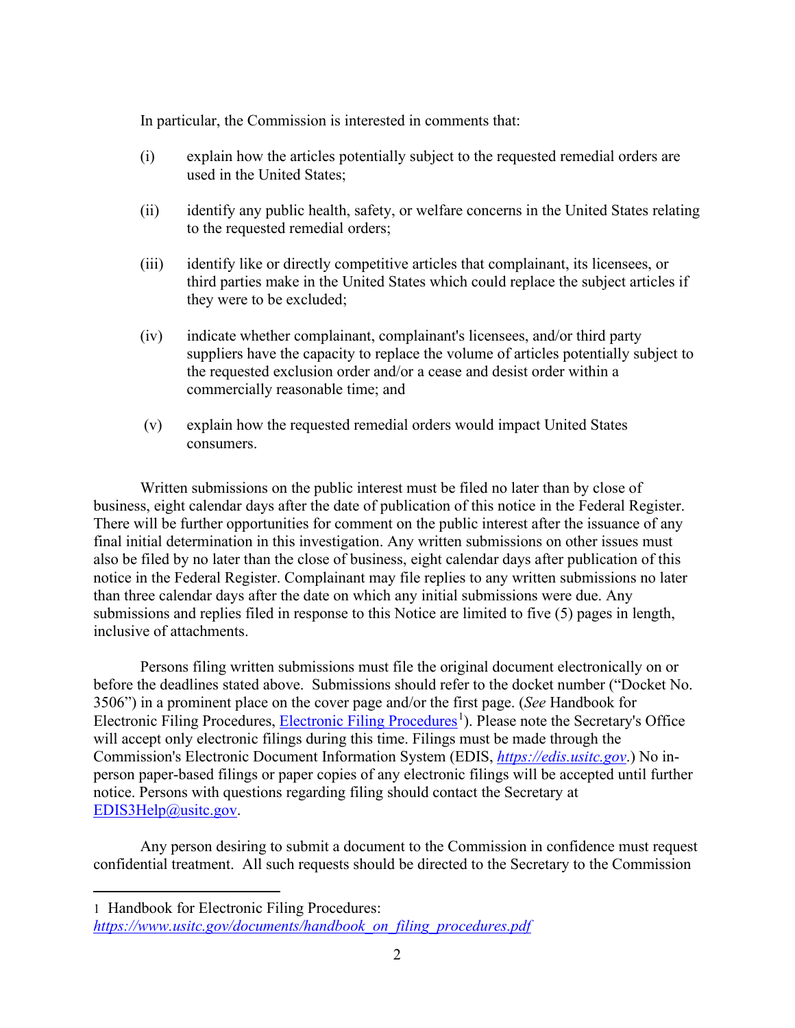In particular, the Commission is interested in comments that:

(i) explain how the articles potentially subject to the requested remedial orders are used in the United States;

(ii) identify any public health, safety, or welfare concerns in the United States relating to the requested remedial orders;

(iii) identify like or directly competitive articles that complainant, its licensees, or third parties make in the United States which could replace the subject articles if they were to be excluded;

(iv) indicate whether complainant, complainant's licensees, and/or third party suppliers have the capacity to replace the volume of articles potentially subject to the requested exclusion order and/or a cease and desist order within a commercially reasonable time; and

(v) explain how the requested remedial orders would impact United States consumers.

Written submissions on the public interest must be filed no later than by close of business, eight calendar days after the date of publication of this notice in the Federal Register. There will be further opportunities for comment on the public interest after the issuance of any final initial determination in this investigation. Any written submissions on other issues must also be filed by no later than the close of business, eight calendar days after publication of this notice in the Federal Register. Complainant may file replies to any written submissions no later than three calendar days after the date on which any initial submissions were due. Any submissions and replies filed in response to this Notice are limited to five (5) pages in length, inclusive of attachments.

Persons filing written submissions must file the original document electronically on or before the deadlines stated above. Submissions should refer to the docket number ("Docket No. 3506") in a prominent place on the cover page and/or the first page. (*See* Handbook for Electronic Filing Procedures, Electronic Filing Procedures[1]). Please note the Secretary's Office will accept only electronic filings during this time. Filings must be made through the Commission's Electronic Document Information System (EDIS, *https://edis.usitc.gov*.) No in-person paper-based filings or paper copies of any electronic filings will be accepted until further notice. Persons with questions regarding filing should contact the Secretary at EDIS3Help@usitc.gov.

Any person desiring to submit a document to the Commission in confidence must request confidential treatment. All such requests should be directed to the Secretary to the Commission

---

1 Handbook for Electronic Filing Procedures: *https://www.usitc.gov/documents/handbook_on_filing_procedures.pdf*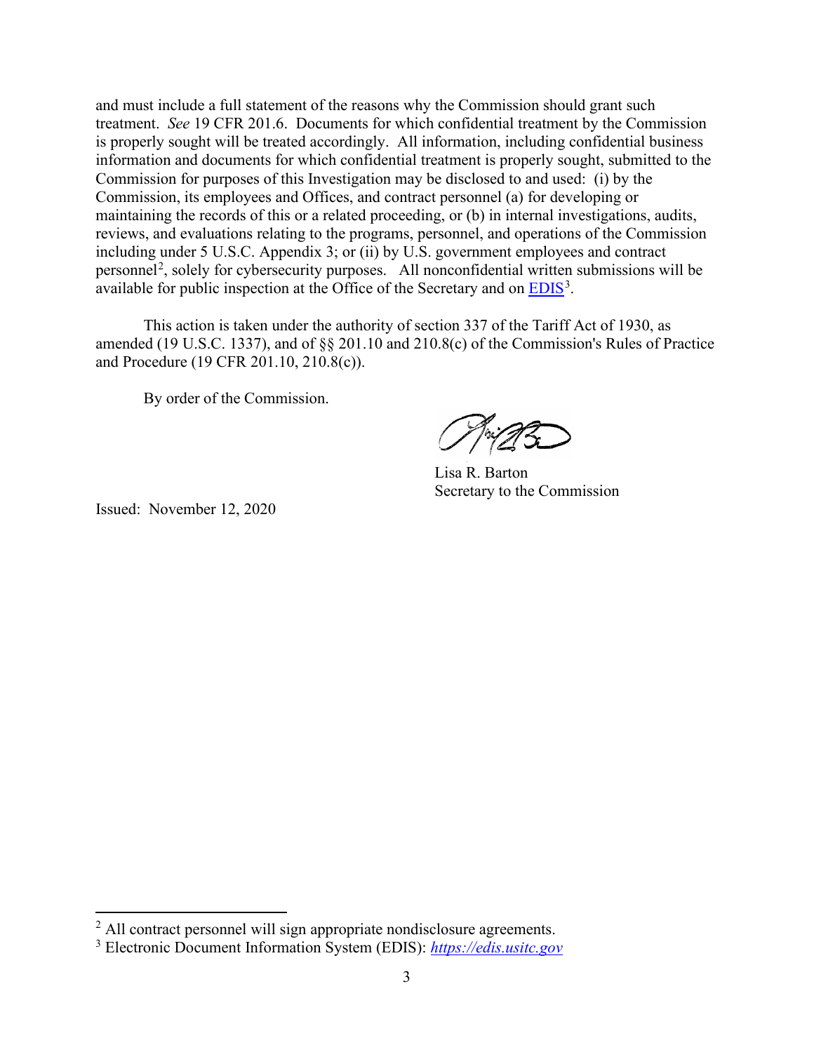and must include a full statement of the reasons why the Commission should grant such treatment. *See* 19 CFR 201.6. Documents for which confidential treatment by the Commission is properly sought will be treated accordingly. All information, including confidential business information and documents for which confidential treatment is properly sought, submitted to the Commission for purposes of this Investigation may be disclosed to and used: (i) by the Commission, its employees and Offices, and contract personnel (a) for developing or maintaining the records of this or a related proceeding, or (b) in internal investigations, audits, reviews, and evaluations relating to the programs, personnel, and operations of the Commission including under 5 U.S.C. Appendix 3; or (ii) by U.S. government employees and contract personnel[2], solely for cybersecurity purposes. All nonconfidential written submissions will be available for public inspection at the Office of the Secretary and on [EDIS](https://edis.usitc.gov)[3].

This action is taken under the authority of section 337 of the Tariff Act of 1930, as amended (19 U.S.C. 1337), and of §§ 201.10 and 210.8(c) of the Commission's Rules of Practice and Procedure (19 CFR 201.10, 210.8(c)).

By order of the Commission.

Lisa R. Barton
Secretary to the Commission

Issued: November 12, 2020

---

[2] All contract personnel will sign appropriate nondisclosure agreements.

[3] Electronic Document Information System (EDIS): *https://edis.usitc.gov*